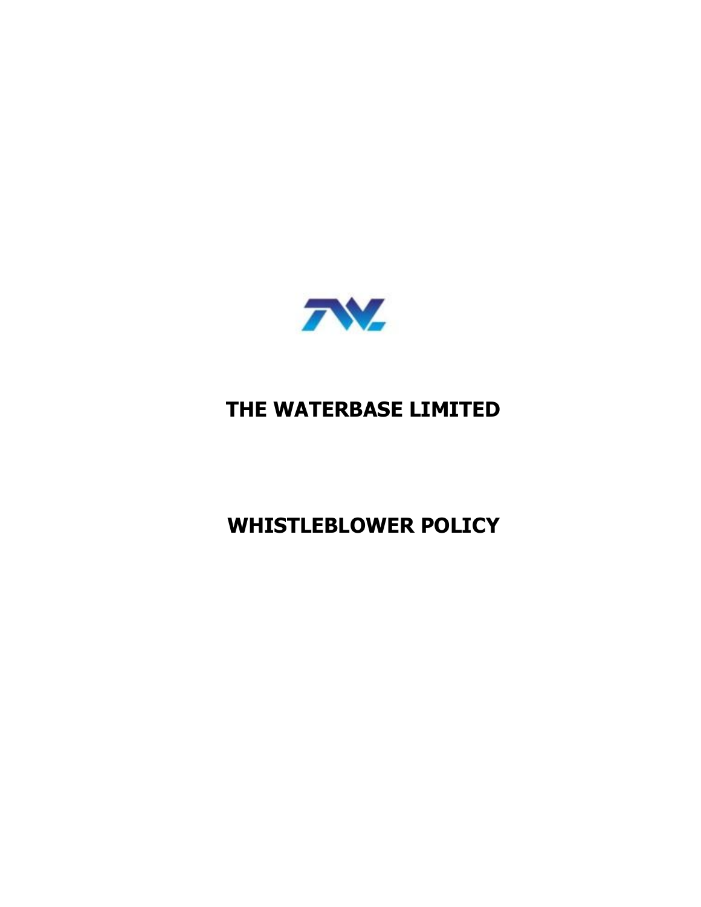# THE WATERBASE LIMITED

# WHISTLEBLOWER POLICY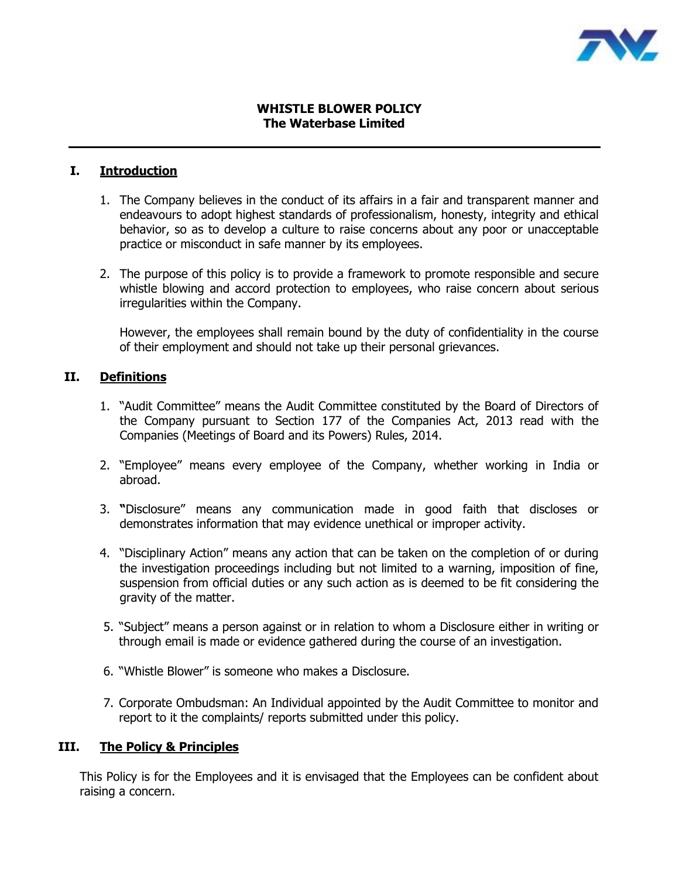**WHISTLE BLOWER POLICY**
**The Waterbase Limited**

---

## I. Introduction

1. The Company believes in the conduct of its affairs in a fair and transparent manner and endeavours to adopt highest standards of professionalism, honesty, integrity and ethical behavior, so as to develop a culture to raise concerns about any poor or unacceptable practice or misconduct in safe manner by its employees.

2. The purpose of this policy is to provide a framework to promote responsible and secure whistle blowing and accord protection to employees, who raise concern about serious irregularities within the Company.

   However, the employees shall remain bound by the duty of confidentiality in the course of their employment and should not take up their personal grievances.

## II. Definitions

1. "Audit Committee" means the Audit Committee constituted by the Board of Directors of the Company pursuant to Section 177 of the Companies Act, 2013 read with the Companies (Meetings of Board and its Powers) Rules, 2014.

2. "Employee" means every employee of the Company, whether working in India or abroad.

3. **"**Disclosure" means any communication made in good faith that discloses or demonstrates information that may evidence unethical or improper activity.

4. "Disciplinary Action" means any action that can be taken on the completion of or during the investigation proceedings including but not limited to a warning, imposition of fine, suspension from official duties or any such action as is deemed to be fit considering the gravity of the matter.

5. "Subject" means a person against or in relation to whom a Disclosure either in writing or through email is made or evidence gathered during the course of an investigation.

6. "Whistle Blower" is someone who makes a Disclosure.

7. Corporate Ombudsman: An Individual appointed by the Audit Committee to monitor and report to it the complaints/ reports submitted under this policy.

## III. The Policy & Principles

This Policy is for the Employees and it is envisaged that the Employees can be confident about raising a concern.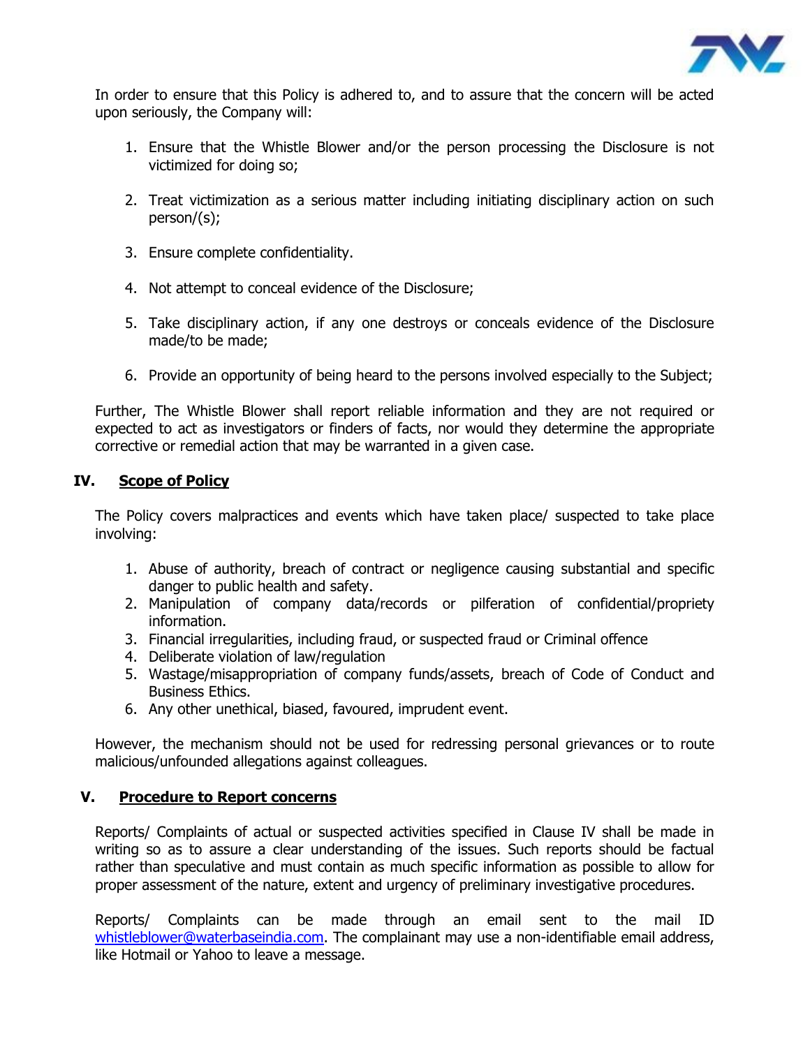In order to ensure that this Policy is adhered to, and to assure that the concern will be acted upon seriously, the Company will:

1. Ensure that the Whistle Blower and/or the person processing the Disclosure is not victimized for doing so;

2. Treat victimization as a serious matter including initiating disciplinary action on such person/(s);

3. Ensure complete confidentiality.

4. Not attempt to conceal evidence of the Disclosure;

5. Take disciplinary action, if any one destroys or conceals evidence of the Disclosure made/to be made;

6. Provide an opportunity of being heard to the persons involved especially to the Subject;

Further, The Whistle Blower shall report reliable information and they are not required or expected to act as investigators or finders of facts, nor would they determine the appropriate corrective or remedial action that may be warranted in a given case.

## IV. Scope of Policy

The Policy covers malpractices and events which have taken place/ suspected to take place involving:

1. Abuse of authority, breach of contract or negligence causing substantial and specific danger to public health and safety.
2. Manipulation of company data/records or pilferation of confidential/propriety information.
3. Financial irregularities, including fraud, or suspected fraud or Criminal offence
4. Deliberate violation of law/regulation
5. Wastage/misappropriation of company funds/assets, breach of Code of Conduct and Business Ethics.
6. Any other unethical, biased, favoured, imprudent event.

However, the mechanism should not be used for redressing personal grievances or to route malicious/unfounded allegations against colleagues.

## V. Procedure to Report concerns

Reports/ Complaints of actual or suspected activities specified in Clause IV shall be made in writing so as to assure a clear understanding of the issues. Such reports should be factual rather than speculative and must contain as much specific information as possible to allow for proper assessment of the nature, extent and urgency of preliminary investigative procedures.

Reports/ Complaints can be made through an email sent to the mail ID whistleblower@waterbaseindia.com. The complainant may use a non-identifiable email address, like Hotmail or Yahoo to leave a message.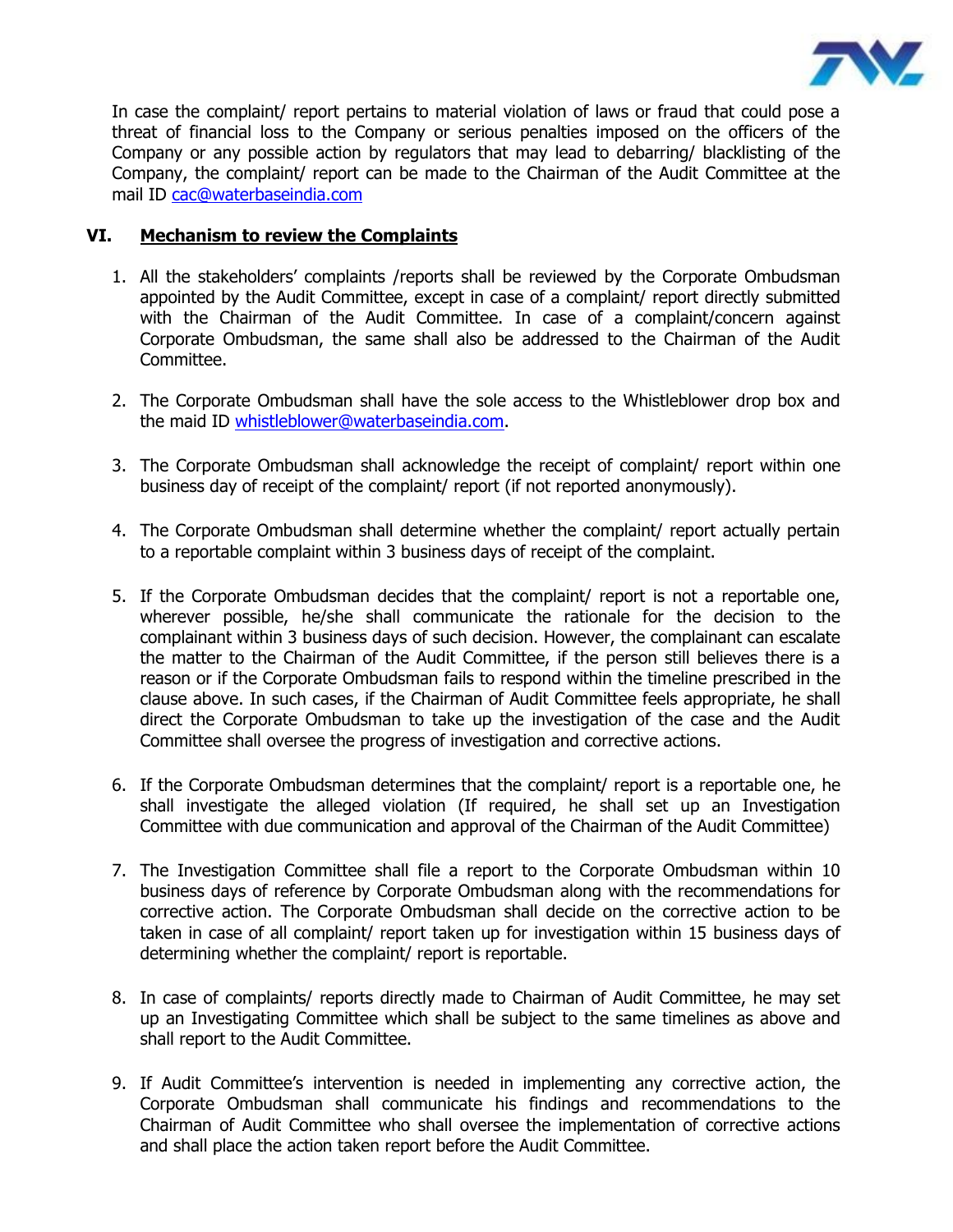In case the complaint/ report pertains to material violation of laws or fraud that could pose a threat of financial loss to the Company or serious penalties imposed on the officers of the Company or any possible action by regulators that may lead to debarring/ blacklisting of the Company, the complaint/ report can be made to the Chairman of the Audit Committee at the mail ID cac@waterbaseindia.com

## VI. Mechanism to review the Complaints

1. All the stakeholders' complaints /reports shall be reviewed by the Corporate Ombudsman appointed by the Audit Committee, except in case of a complaint/ report directly submitted with the Chairman of the Audit Committee. In case of a complaint/concern against Corporate Ombudsman, the same shall also be addressed to the Chairman of the Audit Committee.

2. The Corporate Ombudsman shall have the sole access to the Whistleblower drop box and the maid ID whistleblower@waterbaseindia.com.

3. The Corporate Ombudsman shall acknowledge the receipt of complaint/ report within one business day of receipt of the complaint/ report (if not reported anonymously).

4. The Corporate Ombudsman shall determine whether the complaint/ report actually pertain to a reportable complaint within 3 business days of receipt of the complaint.

5. If the Corporate Ombudsman decides that the complaint/ report is not a reportable one, wherever possible, he/she shall communicate the rationale for the decision to the complainant within 3 business days of such decision. However, the complainant can escalate the matter to the Chairman of the Audit Committee, if the person still believes there is a reason or if the Corporate Ombudsman fails to respond within the timeline prescribed in the clause above. In such cases, if the Chairman of Audit Committee feels appropriate, he shall direct the Corporate Ombudsman to take up the investigation of the case and the Audit Committee shall oversee the progress of investigation and corrective actions.

6. If the Corporate Ombudsman determines that the complaint/ report is a reportable one, he shall investigate the alleged violation (If required, he shall set up an Investigation Committee with due communication and approval of the Chairman of the Audit Committee)

7. The Investigation Committee shall file a report to the Corporate Ombudsman within 10 business days of reference by Corporate Ombudsman along with the recommendations for corrective action. The Corporate Ombudsman shall decide on the corrective action to be taken in case of all complaint/ report taken up for investigation within 15 business days of determining whether the complaint/ report is reportable.

8. In case of complaints/ reports directly made to Chairman of Audit Committee, he may set up an Investigating Committee which shall be subject to the same timelines as above and shall report to the Audit Committee.

9. If Audit Committee's intervention is needed in implementing any corrective action, the Corporate Ombudsman shall communicate his findings and recommendations to the Chairman of Audit Committee who shall oversee the implementation of corrective actions and shall place the action taken report before the Audit Committee.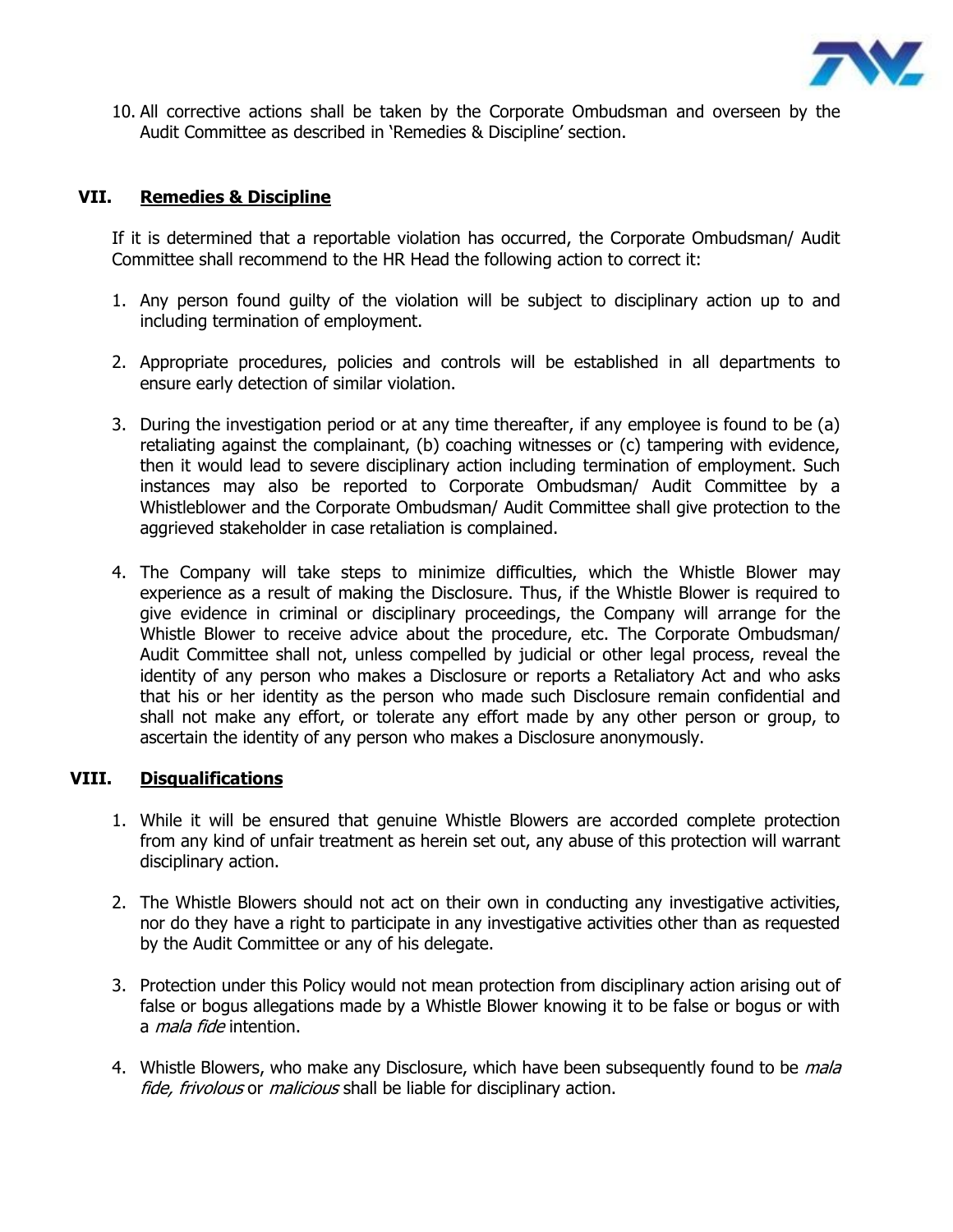10. All corrective actions shall be taken by the Corporate Ombudsman and overseen by the Audit Committee as described in 'Remedies & Discipline' section.

## VII. Remedies & Discipline

If it is determined that a reportable violation has occurred, the Corporate Ombudsman/ Audit Committee shall recommend to the HR Head the following action to correct it:

1. Any person found guilty of the violation will be subject to disciplinary action up to and including termination of employment.

2. Appropriate procedures, policies and controls will be established in all departments to ensure early detection of similar violation.

3. During the investigation period or at any time thereafter, if any employee is found to be (a) retaliating against the complainant, (b) coaching witnesses or (c) tampering with evidence, then it would lead to severe disciplinary action including termination of employment. Such instances may also be reported to Corporate Ombudsman/ Audit Committee by a Whistleblower and the Corporate Ombudsman/ Audit Committee shall give protection to the aggrieved stakeholder in case retaliation is complained.

4. The Company will take steps to minimize difficulties, which the Whistle Blower may experience as a result of making the Disclosure. Thus, if the Whistle Blower is required to give evidence in criminal or disciplinary proceedings, the Company will arrange for the Whistle Blower to receive advice about the procedure, etc. The Corporate Ombudsman/ Audit Committee shall not, unless compelled by judicial or other legal process, reveal the identity of any person who makes a Disclosure or reports a Retaliatory Act and who asks that his or her identity as the person who made such Disclosure remain confidential and shall not make any effort, or tolerate any effort made by any other person or group, to ascertain the identity of any person who makes a Disclosure anonymously.

## VIII. Disqualifications

1. While it will be ensured that genuine Whistle Blowers are accorded complete protection from any kind of unfair treatment as herein set out, any abuse of this protection will warrant disciplinary action.

2. The Whistle Blowers should not act on their own in conducting any investigative activities, nor do they have a right to participate in any investigative activities other than as requested by the Audit Committee or any of his delegate.

3. Protection under this Policy would not mean protection from disciplinary action arising out of false or bogus allegations made by a Whistle Blower knowing it to be false or bogus or with a *mala fide* intention.

4. Whistle Blowers, who make any Disclosure, which have been subsequently found to be *mala fide, frivolous* or *malicious* shall be liable for disciplinary action.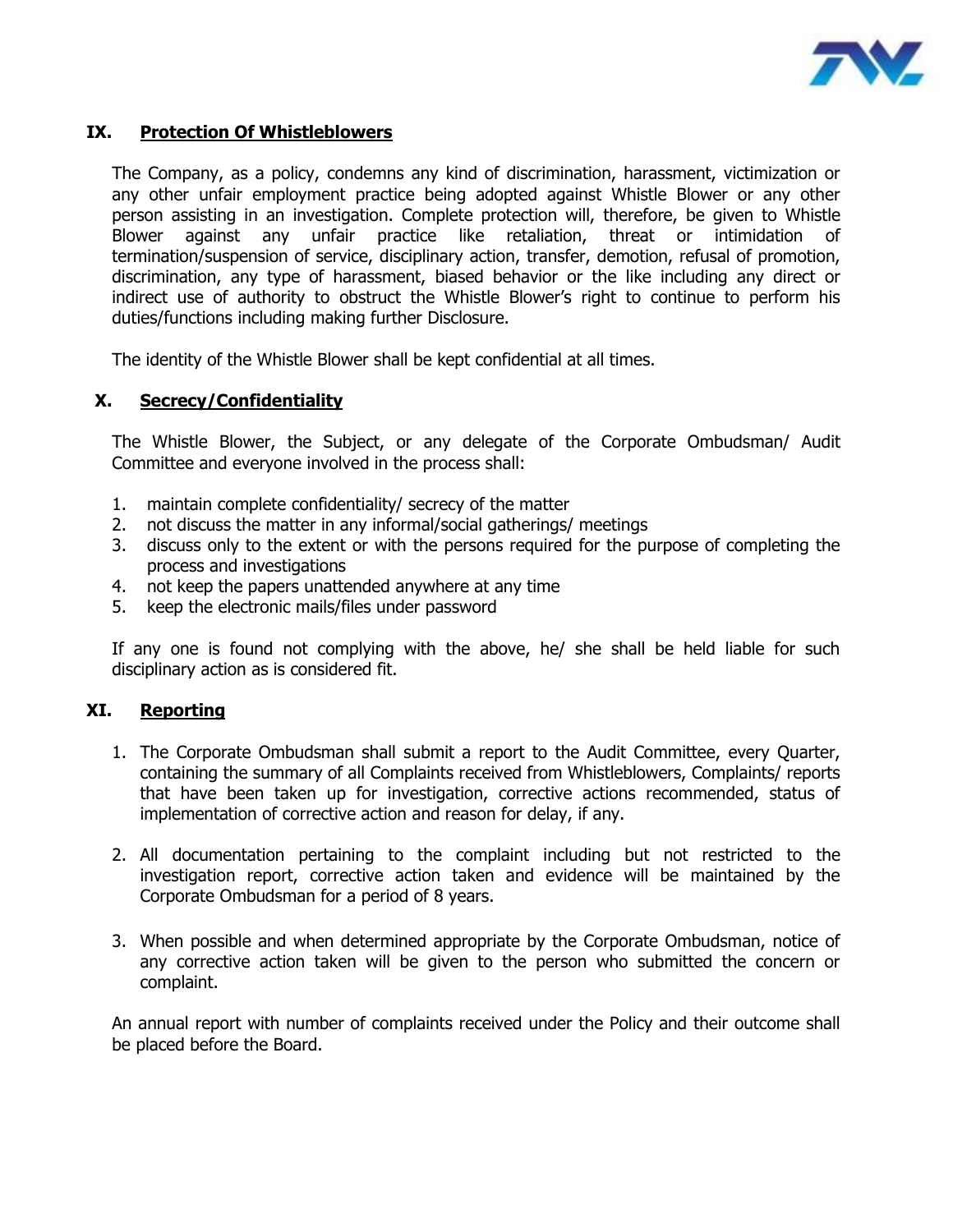## IX. Protection Of Whistleblowers

The Company, as a policy, condemns any kind of discrimination, harassment, victimization or any other unfair employment practice being adopted against Whistle Blower or any other person assisting in an investigation. Complete protection will, therefore, be given to Whistle Blower against any unfair practice like retaliation, threat or intimidation of termination/suspension of service, disciplinary action, transfer, demotion, refusal of promotion, discrimination, any type of harassment, biased behavior or the like including any direct or indirect use of authority to obstruct the Whistle Blower's right to continue to perform his duties/functions including making further Disclosure.

The identity of the Whistle Blower shall be kept confidential at all times.

## X. Secrecy/Confidentiality

The Whistle Blower, the Subject, or any delegate of the Corporate Ombudsman/ Audit Committee and everyone involved in the process shall:

1. maintain complete confidentiality/ secrecy of the matter
2. not discuss the matter in any informal/social gatherings/ meetings
3. discuss only to the extent or with the persons required for the purpose of completing the process and investigations
4. not keep the papers unattended anywhere at any time
5. keep the electronic mails/files under password

If any one is found not complying with the above, he/ she shall be held liable for such disciplinary action as is considered fit.

## XI. Reporting

1. The Corporate Ombudsman shall submit a report to the Audit Committee, every Quarter, containing the summary of all Complaints received from Whistleblowers, Complaints/ reports that have been taken up for investigation, corrective actions recommended, status of implementation of corrective action and reason for delay, if any.

2. All documentation pertaining to the complaint including but not restricted to the investigation report, corrective action taken and evidence will be maintained by the Corporate Ombudsman for a period of 8 years.

3. When possible and when determined appropriate by the Corporate Ombudsman, notice of any corrective action taken will be given to the person who submitted the concern or complaint.

An annual report with number of complaints received under the Policy and their outcome shall be placed before the Board.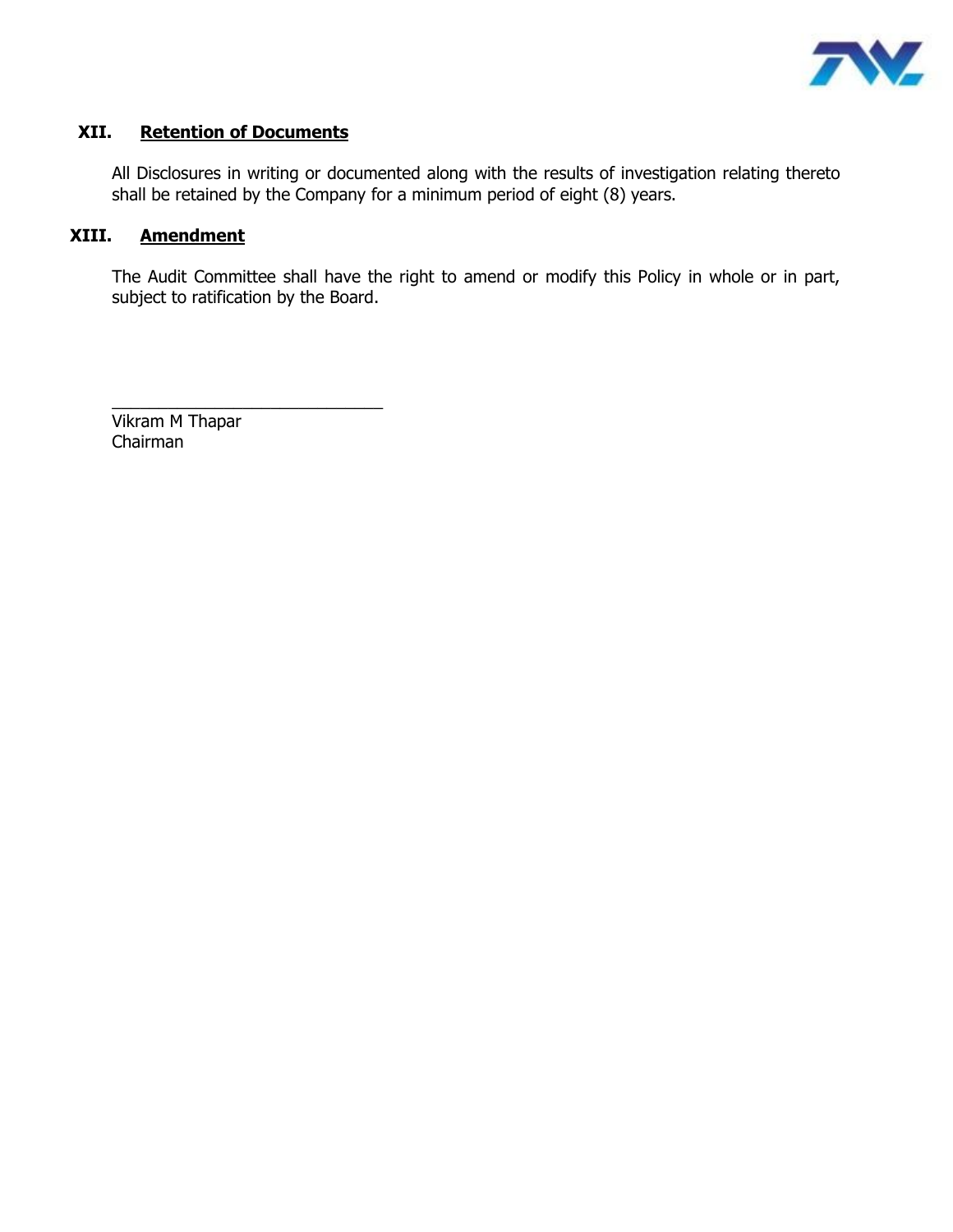## XII. Retention of Documents

All Disclosures in writing or documented along with the results of investigation relating thereto shall be retained by the Company for a minimum period of eight (8) years.

## XIII. Amendment

The Audit Committee shall have the right to amend or modify this Policy in whole or in part, subject to ratification by the Board.

______________________________

Vikram M Thapar
Chairman